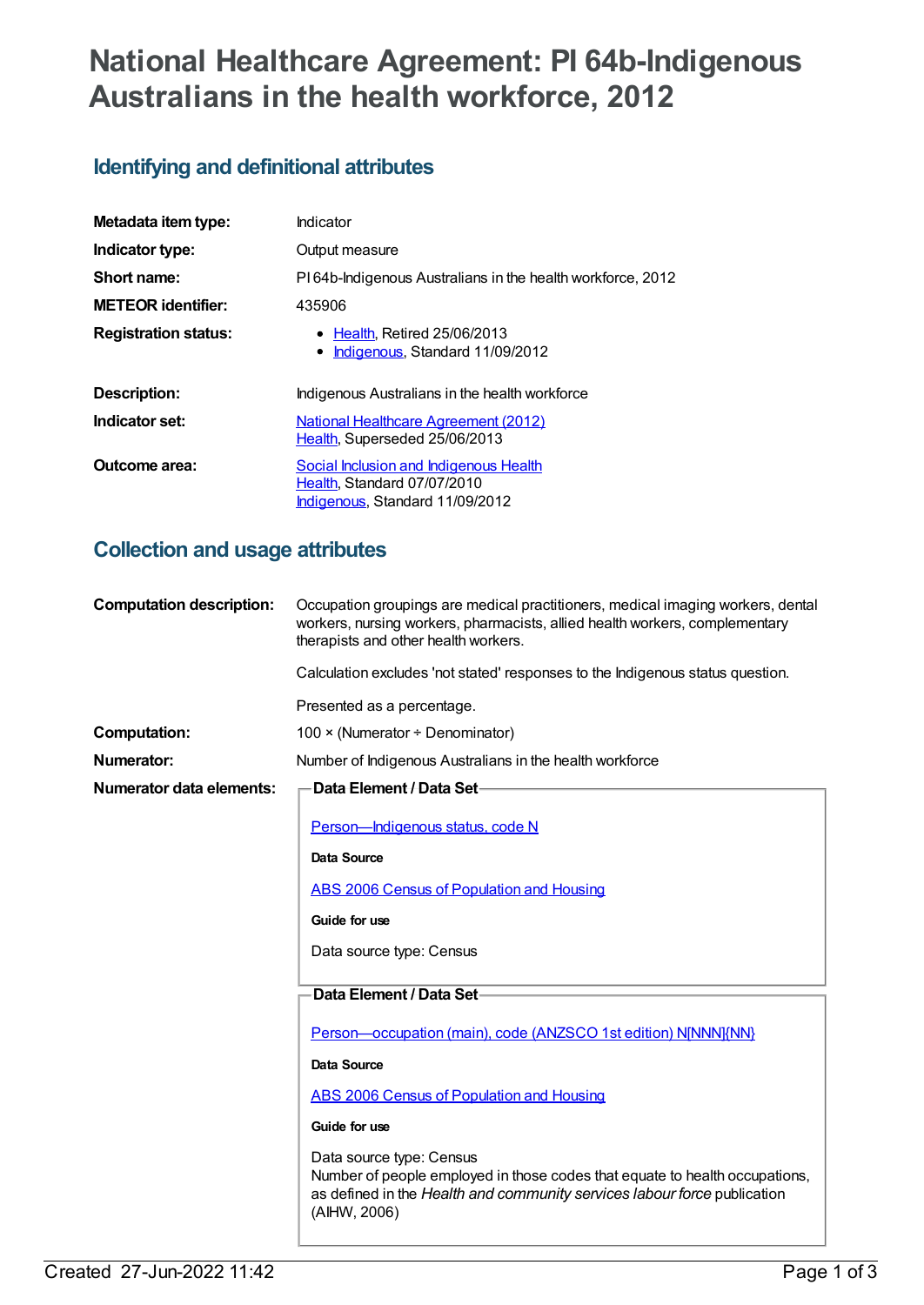# National Healthcare Agreement: PI 64b-Indigenous Australians in the health workforce, 2012

## Identifying and definitional attributes

| | |
|---|---|
| **Metadata item type:** | Indicator |
| **Indicator type:** | Output measure |
| **Short name:** | PI 64b-Indigenous Australians in the health workforce, 2012 |
| **METEOR identifier:** | 435906 |
| **Registration status:** | • Health, Retired 25/06/2013<br>• Indigenous, Standard 11/09/2012 |
| **Description:** | Indigenous Australians in the health workforce |
| **Indicator set:** | National Healthcare Agreement (2012)<br>Health, Superseded 25/06/2013 |
| **Outcome area:** | Social Inclusion and Indigenous Health<br>Health, Standard 07/07/2010<br>Indigenous, Standard 11/09/2012 |

## Collection and usage attributes

**Computation description:** Occupation groupings are medical practitioners, medical imaging workers, dental workers, nursing workers, pharmacists, allied health workers, complementary therapists and other health workers.

Calculation excludes 'not stated' responses to the Indigenous status question.

Presented as a percentage.

**Computation:** 100 × (Numerator ÷ Denominator)

**Numerator:** Number of Indigenous Australians in the health workforce

**Numerator data elements:**

**Data Element / Data Set**

Person—Indigenous status, code N

**Data Source**

ABS 2006 Census of Population and Housing

**Guide for use**

Data source type: Census

**Data Element / Data Set**

Person—occupation (main), code (ANZSCO 1st edition) N[NNN]{NN}

**Data Source**

ABS 2006 Census of Population and Housing

**Guide for use**

Data source type: Census
Number of people employed in those codes that equate to health occupations, as defined in the *Health and community services labour force* publication (AIHW, 2006)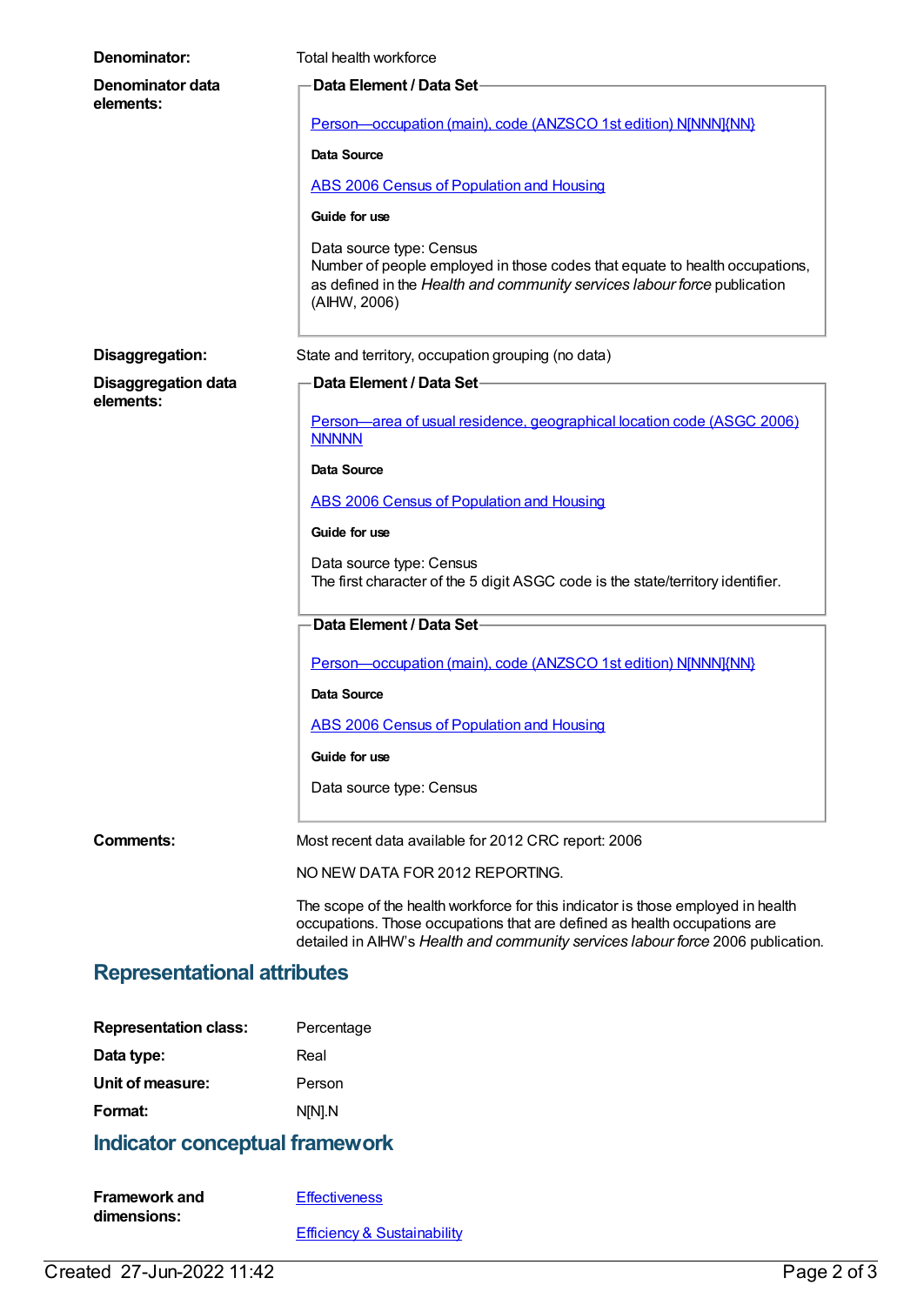**Denominator:** Total health workforce

**Denominator data elements:**

**Data Element / Data Set**

Person—occupation (main), code (ANZSCO 1st edition) N[NNN]{NN}

**Data Source**

ABS 2006 Census of Population and Housing

**Guide for use**

Data source type: Census
Number of people employed in those codes that equate to health occupations, as defined in the *Health and community services labour force* publication (AIHW, 2006)

**Disaggregation:** State and territory, occupation grouping (no data)

**Disaggregation data elements:**

**Data Element / Data Set**

Person—area of usual residence, geographical location code (ASGC 2006) NNNNN

**Data Source**

ABS 2006 Census of Population and Housing

**Guide for use**

Data source type: Census
The first character of the 5 digit ASGC code is the state/territory identifier.

**Data Element / Data Set**

Person—occupation (main), code (ANZSCO 1st edition) N[NNN]{NN}

**Data Source**

ABS 2006 Census of Population and Housing

**Guide for use**

Data source type: Census

**Comments:** Most recent data available for 2012 CRC report: 2006

NO NEW DATA FOR 2012 REPORTING.

The scope of the health workforce for this indicator is those employed in health occupations. Those occupations that are defined as health occupations are detailed in AIHW's *Health and community services labour force* 2006 publication.

## Representational attributes

**Representation class:** Percentage

**Data type:** Real

**Unit of measure:** Person

**Format:** N[N].N

## Indicator conceptual framework

**Framework and dimensions:**

Effectiveness

Efficiency & Sustainability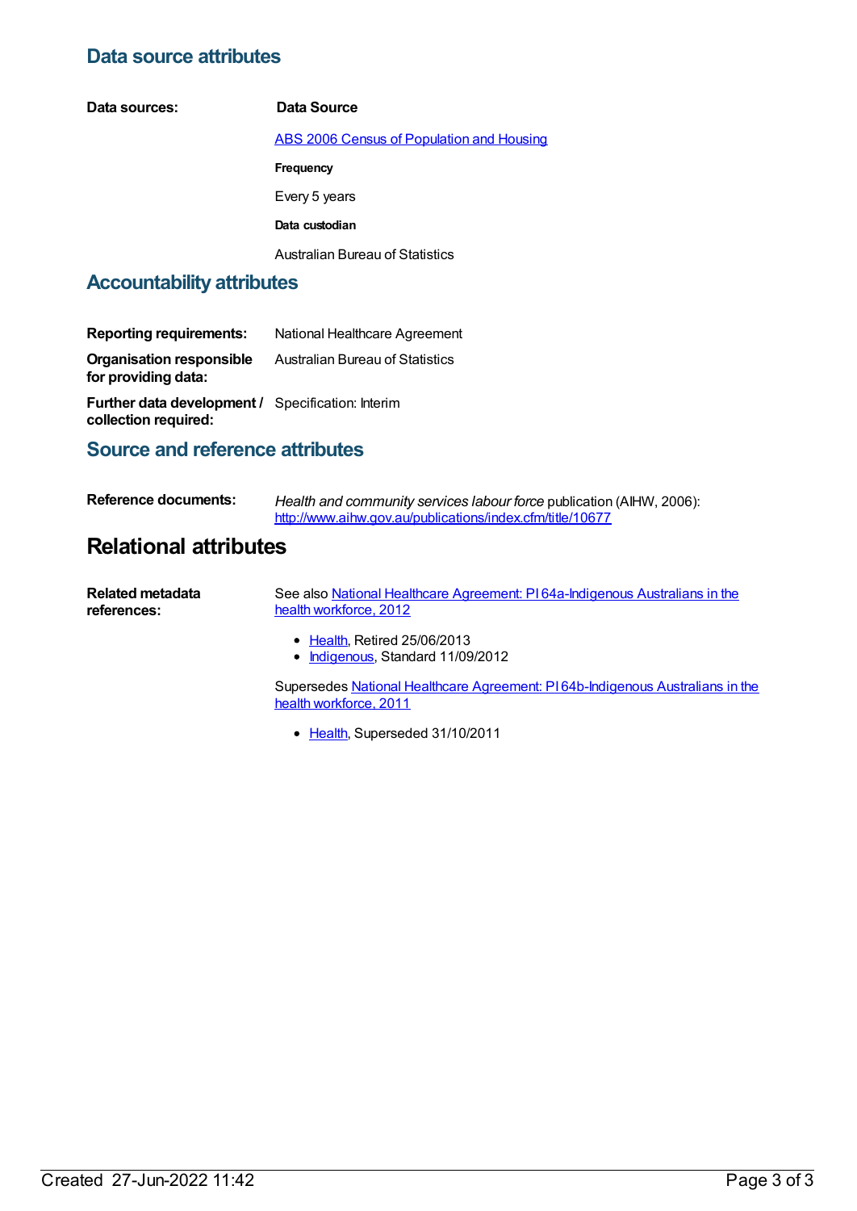## Data source attributes

**Data sources:**

**Data Source**

ABS 2006 Census of Population and Housing

**Frequency**

Every 5 years

**Data custodian**

Australian Bureau of Statistics

## Accountability attributes

**Reporting requirements:** National Healthcare Agreement

**Organisation responsible for providing data:** Australian Bureau of Statistics

**Further data development / collection required:** Specification: Interim

## Source and reference attributes

**Reference documents:** *Health and community services labour force* publication (AIHW, 2006): http://www.aihw.gov.au/publications/index.cfm/title/10677

# Relational attributes

**Related metadata references:**

See also National Healthcare Agreement: PI 64a-Indigenous Australians in the health workforce, 2012

- Health, Retired 25/06/2013
- Indigenous, Standard 11/09/2012

Supersedes National Healthcare Agreement: PI 64b-Indigenous Australians in the health workforce, 2011

- Health, Superseded 31/10/2011